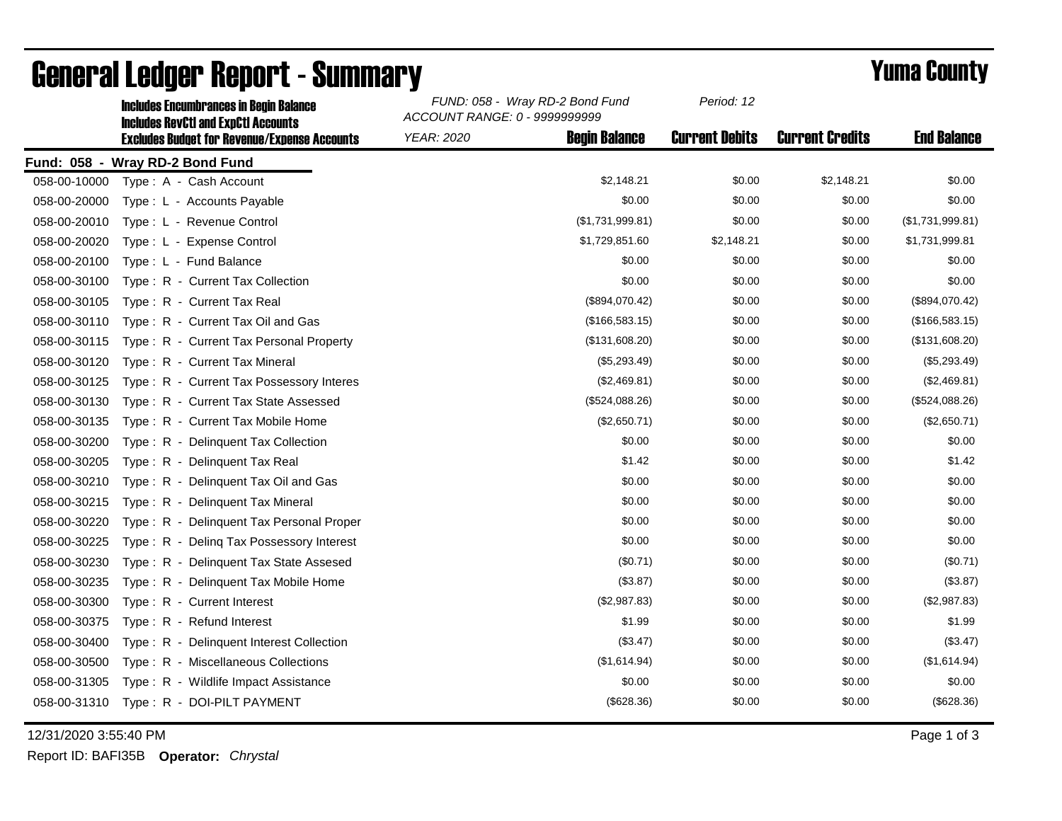# General Ledger Report - Summary

## Yuma County

**Includes Encumbrances in Begin Balance**
**Includes RevCtl and ExpCtl Accounts**
**Excludes Budget for Revenue/Expense Accounts**

*FUND: 058 - Wray RD-2 Bond Fund*
*ACCOUNT RANGE: 0 - 9999999999*
*YEAR: 2020*
*Period: 12*

**Fund: 058 - Wray RD-2 Bond Fund**

| Account | Description | Begin Balance | Current Debits | Current Credits | End Balance |
|---|---|---|---|---|---|
| 058-00-10000 | Type : A - Cash Account | $2,148.21 | $0.00 | $2,148.21 | $0.00 |
| 058-00-20000 | Type : L - Accounts Payable | $0.00 | $0.00 | $0.00 | $0.00 |
| 058-00-20010 | Type : L - Revenue Control | ($1,731,999.81) | $0.00 | $0.00 | ($1,731,999.81) |
| 058-00-20020 | Type : L - Expense Control | $1,729,851.60 | $2,148.21 | $0.00 | $1,731,999.81 |
| 058-00-20100 | Type : L - Fund Balance | $0.00 | $0.00 | $0.00 | $0.00 |
| 058-00-30100 | Type : R - Current Tax Collection | $0.00 | $0.00 | $0.00 | $0.00 |
| 058-00-30105 | Type : R - Current Tax Real | ($894,070.42) | $0.00 | $0.00 | ($894,070.42) |
| 058-00-30110 | Type : R - Current Tax Oil and Gas | ($166,583.15) | $0.00 | $0.00 | ($166,583.15) |
| 058-00-30115 | Type : R - Current Tax Personal Property | ($131,608.20) | $0.00 | $0.00 | ($131,608.20) |
| 058-00-30120 | Type : R - Current Tax Mineral | ($5,293.49) | $0.00 | $0.00 | ($5,293.49) |
| 058-00-30125 | Type : R - Current Tax Possessory Interes | ($2,469.81) | $0.00 | $0.00 | ($2,469.81) |
| 058-00-30130 | Type : R - Current Tax State Assessed | ($524,088.26) | $0.00 | $0.00 | ($524,088.26) |
| 058-00-30135 | Type : R - Current Tax Mobile Home | ($2,650.71) | $0.00 | $0.00 | ($2,650.71) |
| 058-00-30200 | Type : R - Delinquent Tax Collection | $0.00 | $0.00 | $0.00 | $0.00 |
| 058-00-30205 | Type : R - Delinquent Tax Real | $1.42 | $0.00 | $0.00 | $1.42 |
| 058-00-30210 | Type : R - Delinquent Tax Oil and Gas | $0.00 | $0.00 | $0.00 | $0.00 |
| 058-00-30215 | Type : R - Delinquent Tax Mineral | $0.00 | $0.00 | $0.00 | $0.00 |
| 058-00-30220 | Type : R - Delinquent Tax Personal Proper | $0.00 | $0.00 | $0.00 | $0.00 |
| 058-00-30225 | Type : R - Delinq Tax Possessory Interest | $0.00 | $0.00 | $0.00 | $0.00 |
| 058-00-30230 | Type : R - Delinquent Tax State Assesed | ($0.71) | $0.00 | $0.00 | ($0.71) |
| 058-00-30235 | Type : R - Delinquent Tax Mobile Home | ($3.87) | $0.00 | $0.00 | ($3.87) |
| 058-00-30300 | Type : R - Current Interest | ($2,987.83) | $0.00 | $0.00 | ($2,987.83) |
| 058-00-30375 | Type : R - Refund Interest | $1.99 | $0.00 | $0.00 | $1.99 |
| 058-00-30400 | Type : R - Delinquent Interest Collection | ($3.47) | $0.00 | $0.00 | ($3.47) |
| 058-00-30500 | Type : R - Miscellaneous Collections | ($1,614.94) | $0.00 | $0.00 | ($1,614.94) |
| 058-00-31305 | Type : R - Wildlife Impact Assistance | $0.00 | $0.00 | $0.00 | $0.00 |
| 058-00-31310 | Type : R - DOI-PILT PAYMENT | ($628.36) | $0.00 | $0.00 | ($628.36) |

12/31/2020 3:55:40 PM

Report ID: BAFI35B **Operator:** *Chrystal*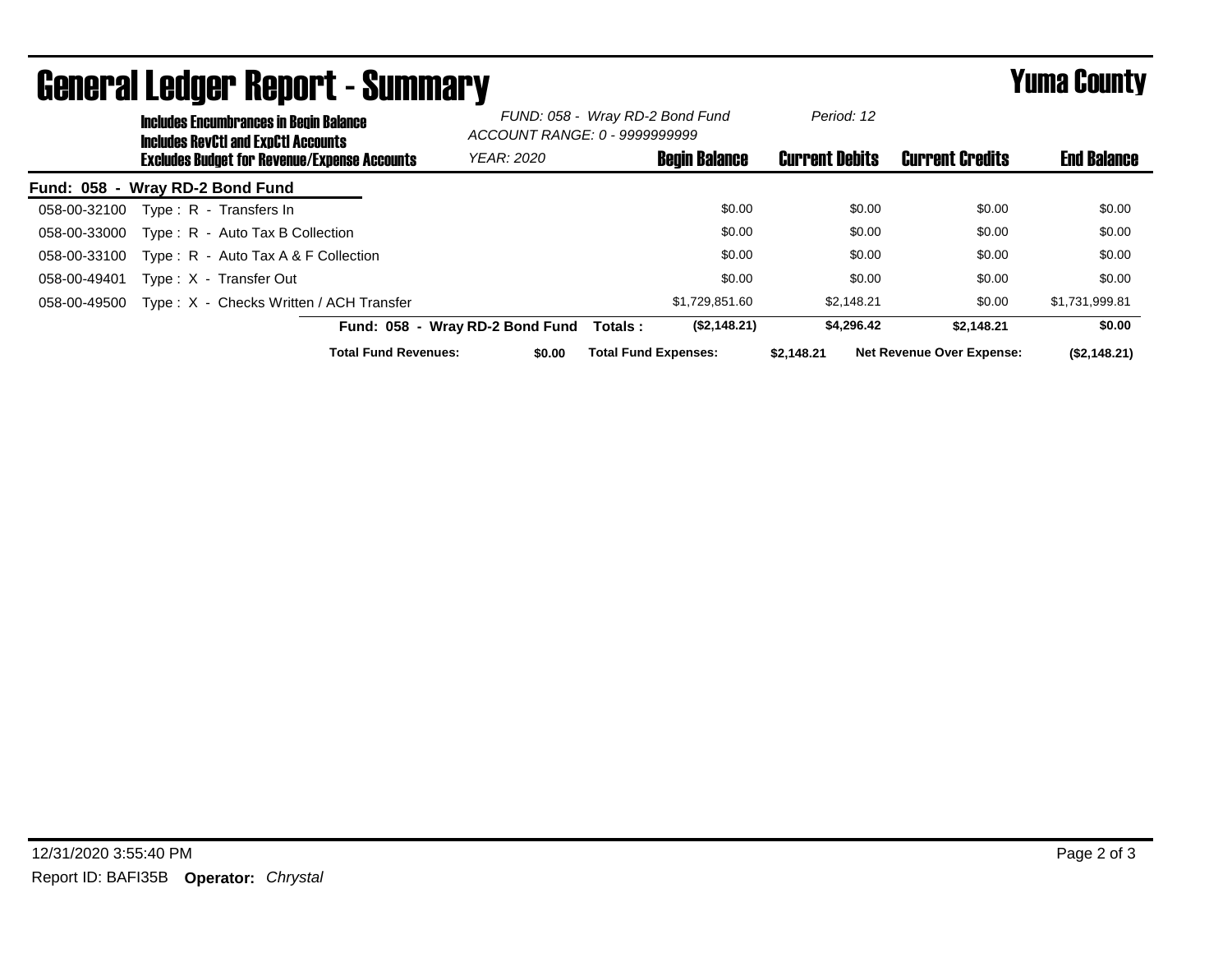# General Ledger Report - Summary

**Yuma County**

Includes Encumbrances in Begin Balance
Includes RevCtl and ExpCtl Accounts
Excludes Budget for Revenue/Expense Accounts

*FUND: 058 - Wray RD-2 Bond Fund*
*ACCOUNT RANGE: 0 - 9999999999*
*YEAR: 2020*
*Period: 12*

| Account | Description | Begin Balance | Current Debits | Current Credits | End Balance |
|---|---|---|---|---|---|
| **Fund: 058 - Wray RD-2 Bond Fund** | | | | | |
| 058-00-32100 | Type : R - Transfers In | $0.00 | $0.00 | $0.00 | $0.00 |
| 058-00-33000 | Type : R - Auto Tax B Collection | $0.00 | $0.00 | $0.00 | $0.00 |
| 058-00-33100 | Type : R - Auto Tax A & F Collection | $0.00 | $0.00 | $0.00 | $0.00 |
| 058-00-49401 | Type : X - Transfer Out | $0.00 | $0.00 | $0.00 | $0.00 |
| 058-00-49500 | Type : X - Checks Written / ACH Transfer | $1,729,851.60 | $2,148.21 | $0.00 | $1,731,999.81 |
| | **Fund: 058 - Wray RD-2 Bond Fund Totals :** | **($2,148.21)** | **$4,296.42** | **$2,148.21** | **$0.00** |

**Total Fund Revenues:** $0.00 **Total Fund Expenses:** $2,148.21 **Net Revenue Over Expense:** ($2,148.21)

12/31/2020 3:55:40 PM

Report ID: BAFI35B **Operator:** *Chrystal*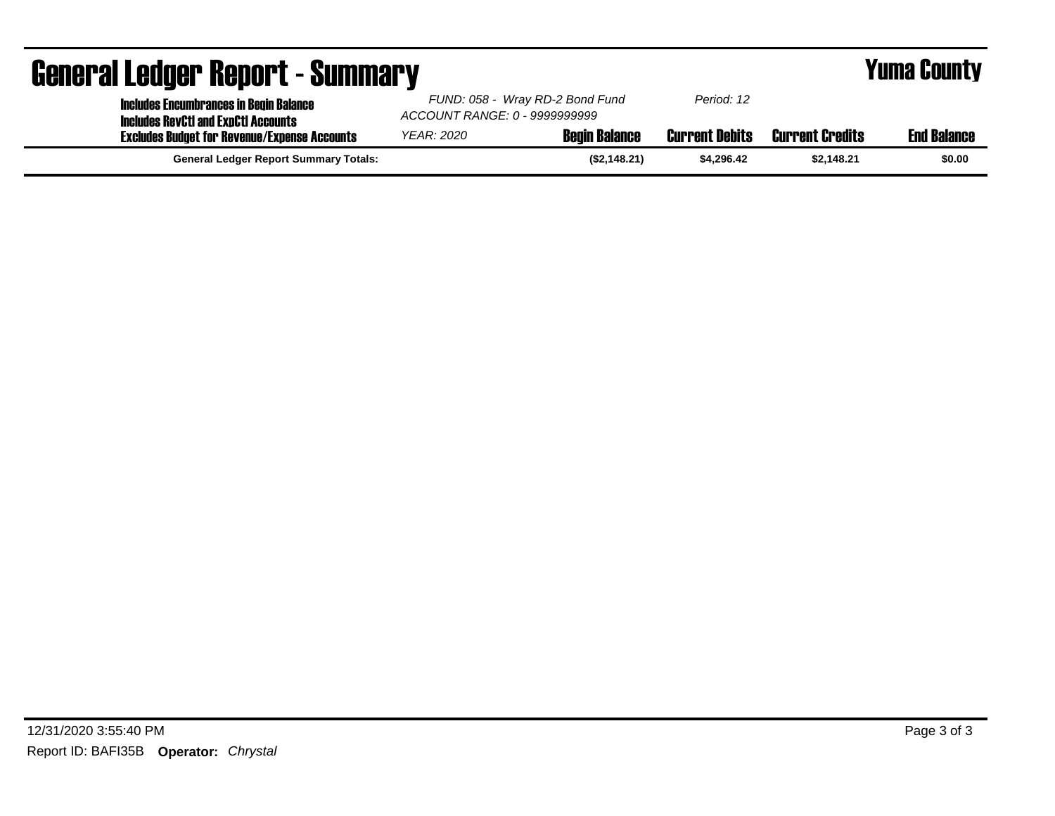# General Ledger Report - Summary

## Yuma County

**Includes Encumbrances in Begin Balance**
**Includes RevCtl and ExpCtl Accounts**
**Excludes Budget for Revenue/Expense Accounts**

*FUND: 058 - Wray RD-2 Bond Fund*
*ACCOUNT RANGE: 0 - 9999999999*
*YEAR: 2020*

*Period: 12*

| | Begin Balance | Current Debits | Current Credits | End Balance |
|---|---|---|---|---|
| **General Ledger Report Summary Totals:** | **($2,148.21)** | **$4,296.42** | **$2,148.21** | **$0.00** |

12/31/2020 3:55:40 PM

Report ID: BAFI35B **Operator:** *Chrystal*